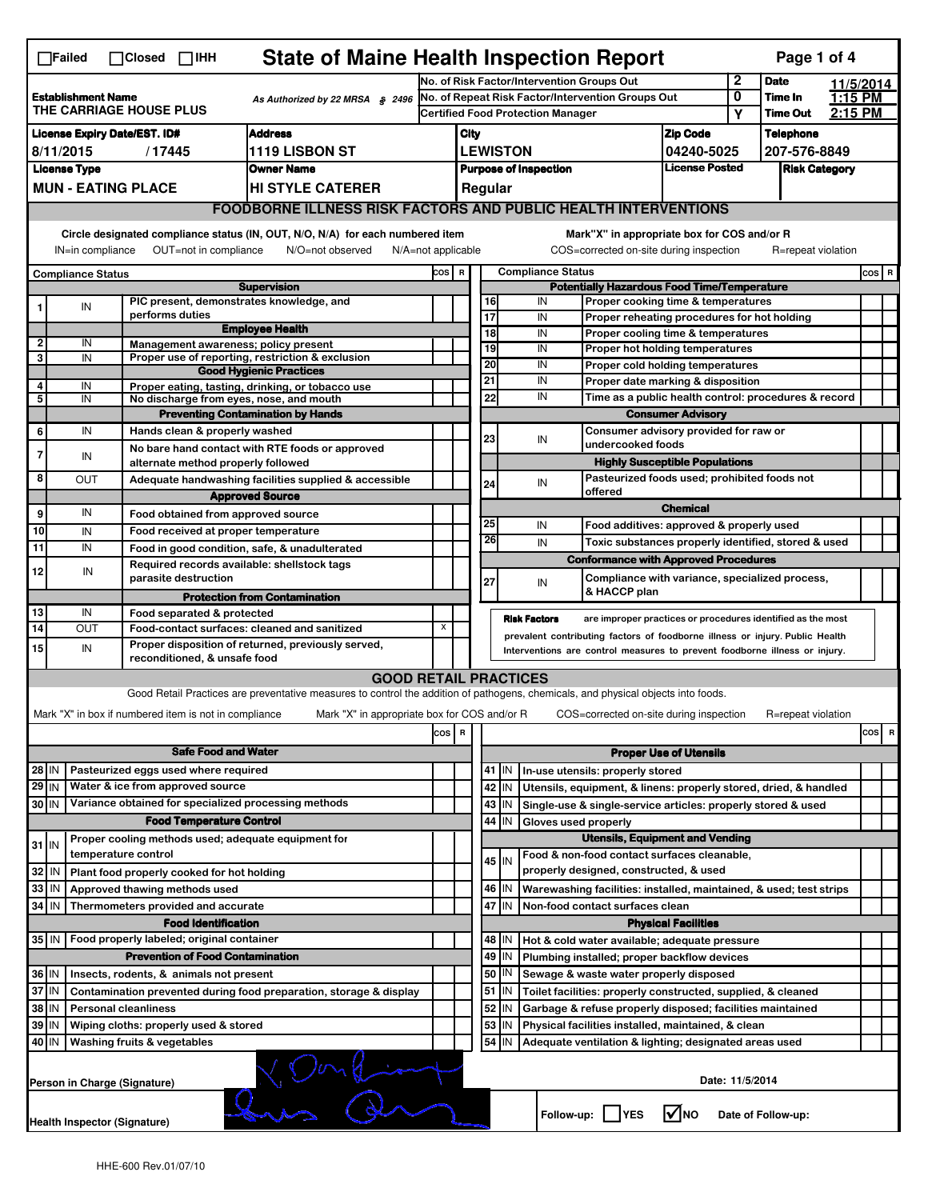☐Failed ☐Closed ☐IHH

# State of Maine Health Inspection Report

| | | | |
|---|---|---|---|
| **Establishment Name** THE CARRIAGE HOUSE PLUS | As Authorized by 22 MRSA § 2496 | No. of Risk Factor/Intervention Groups Out: 2 | **Date** 11/5/2014 |
| | | No. of Repeat Risk Factor/Intervention Groups Out: 0 | **Time In** 1:15 PM |
| | | Certified Food Protection Manager: Y | **Time Out** 2:15 PM |

| License Expiry Date/EST. ID# | Address | City | Zip Code | Telephone |
|---|---|---|---|---|
| 8/11/2015 / 17445 | 1119 LISBON ST | LEWISTON | 04240-5025 | 207-576-8849 |
| **License Type** | **Owner Name** | **Purpose of Inspection** | **License Posted** | **Risk Category** |
| MUN - EATING PLACE | HI STYLE CATERER | Regular | | |

## FOODBORNE ILLNESS RISK FACTORS AND PUBLIC HEALTH INTERVENTIONS

Circle designated compliance status (IN, OUT, N/O, N/A) for each numbered item — IN=in compliance OUT=not in compliance N/O=not observed N/A=not applicable

Mark "X" in appropriate box for COS and/or R — COS=corrected on-site during inspection R=repeat violation

| # | Compliance Status | Item | COS | R |
|---|---|---|---|---|
| | | **Supervision** | | |
| 1 | IN | PIC present, demonstrates knowledge, and performs duties | | |
| | | **Employee Health** | | |
| 2 | IN | Management awareness; policy present | | |
| 3 | IN | Proper use of reporting, restriction & exclusion | | |
| | | **Good Hygienic Practices** | | |
| 4 | IN | Proper eating, tasting, drinking, or tobacco use | | |
| 5 | IN | No discharge from eyes, nose, and mouth | | |
| | | **Preventing Contamination by Hands** | | |
| 6 | IN | Hands clean & properly washed | | |
| 7 | IN | No bare hand contact with RTE foods or approved alternate method properly followed | | |
| 8 | OUT | Adequate handwashing facilities supplied & accessible | | |
| | | **Approved Source** | | |
| 9 | IN | Food obtained from approved source | | |
| 10 | IN | Food received at proper temperature | | |
| 11 | IN | Food in good condition, safe, & unadulterated | | |
| 12 | IN | Required records available: shellstock tags parasite destruction | | |
| | | **Protection from Contamination** | | |
| 13 | IN | Food separated & protected | | |
| 14 | OUT | Food-contact surfaces: cleaned and sanitized | X | |
| 15 | IN | Proper disposition of returned, previously served, reconditioned, & unsafe food | | |
| | | **Potentially Hazardous Food Time/Temperature** | | |
| 16 | IN | Proper cooking time & temperatures | | |
| 17 | IN | Proper reheating procedures for hot holding | | |
| 18 | IN | Proper cooling time & temperatures | | |
| 19 | IN | Proper hot holding temperatures | | |
| 20 | IN | Proper cold holding temperatures | | |
| 21 | IN | Proper date marking & disposition | | |
| 22 | IN | Time as a public health control: procedures & record | | |
| | | **Consumer Advisory** | | |
| 23 | IN | Consumer advisory provided for raw or undercooked foods | | |
| | | **Highly Susceptible Populations** | | |
| 24 | IN | Pasteurized foods used; prohibited foods not offered | | |
| | | **Chemical** | | |
| 25 | IN | Food additives: approved & properly used | | |
| 26 | IN | Toxic substances properly identified, stored & used | | |
| | | **Conformance with Approved Procedures** | | |
| 27 | IN | Compliance with variance, specialized process, & HACCP plan | | |

**Risk Factors** are improper practices or procedures identified as the most prevalent contributing factors of foodborne illness or injury. Public Health Interventions are control measures to prevent foodborne illness or injury.

## GOOD RETAIL PRACTICES

Good Retail Practices are preventative measures to control the addition of pathogens, chemicals, and physical objects into foods.

Mark "X" in box if numbered item is not in compliance — Mark "X" in appropriate box for COS and/or R — COS=corrected on-site during inspection R=repeat violation

| # | Status | Item | COS | R |
|---|---|---|---|---|
| | | **Safe Food and Water** | | |
| 28 | IN | Pasteurized eggs used where required | | |
| 29 | IN | Water & ice from approved source | | |
| 30 | IN | Variance obtained for specialized processing methods | | |
| | | **Food Temperature Control** | | |
| 31 | IN | Proper cooling methods used; adequate equipment for temperature control | | |
| 32 | IN | Plant food properly cooked for hot holding | | |
| 33 | IN | Approved thawing methods used | | |
| 34 | IN | Thermometers provided and accurate | | |
| | | **Food Identification** | | |
| 35 | IN | Food properly labeled; original container | | |
| | | **Prevention of Food Contamination** | | |
| 36 | IN | Insects, rodents, & animals not present | | |
| 37 | IN | Contamination prevented during food preparation, storage & display | | |
| 38 | IN | Personal cleanliness | | |
| 39 | IN | Wiping cloths: properly used & stored | | |
| 40 | IN | Washing fruits & vegetables | | |
| | | **Proper Use of Utensils** | | |
| 41 | IN | In-use utensils: properly stored | | |
| 42 | IN | Utensils, equipment, & linens: properly stored, dried, & handled | | |
| 43 | IN | Single-use & single-service articles: properly stored & used | | |
| 44 | IN | Gloves used properly | | |
| | | **Utensils, Equipment and Vending** | | |
| 45 | IN | Food & non-food contact surfaces cleanable, properly designed, constructed, & used | | |
| 46 | IN | Warewashing facilities: installed, maintained, & used; test strips | | |
| 47 | IN | Non-food contact surfaces clean | | |
| | | **Physical Facilities** | | |
| 48 | IN | Hot & cold water available; adequate pressure | | |
| 49 | IN | Plumbing installed; proper backflow devices | | |
| 50 | IN | Sewage & waste water properly disposed | | |
| 51 | IN | Toilet facilities: properly constructed, supplied, & cleaned | | |
| 52 | IN | Garbage & refuse properly disposed; facilities maintained | | |
| 53 | IN | Physical facilities installed, maintained, & clean | | |
| 54 | IN | Adequate ventilation & lighting; designated areas used | | |

Person in Charge (Signature) — Date: 11/5/2014

Health Inspector (Signature) — Follow-up: ☐ YES ☑ NO — Date of Follow-up:

HHE-600 Rev.01/07/10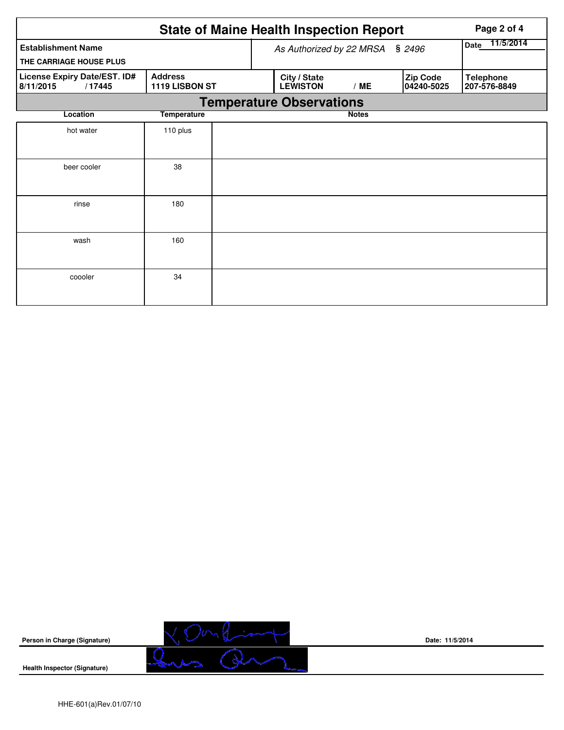# State of Maine Health Inspection Report

| Establishment Name | As Authorized by 22 MRSA § 2496 | | | Date 11/5/2014 |
|---|---|---|---|---|
| THE CARRIAGE HOUSE PLUS | | | | |
| **License Expiry Date/EST. ID#** 8/11/2015 / 17445 | **Address** 1119 LISBON ST | **City / State** LEWISTON / ME | **Zip Code** 04240-5025 | **Telephone** 207-576-8849 |

## Temperature Observations

| Location | Temperature | Notes |
|---|---|---|
| hot water | 110 plus | |
| beer cooler | 38 | |
| rinse | 180 | |
| wash | 160 | |
| coooler | 34 | |

**Person in Charge (Signature)** **Date:** 11/5/2014

**Health Inspector (Signature)**

HHE-601(a)Rev.01/07/10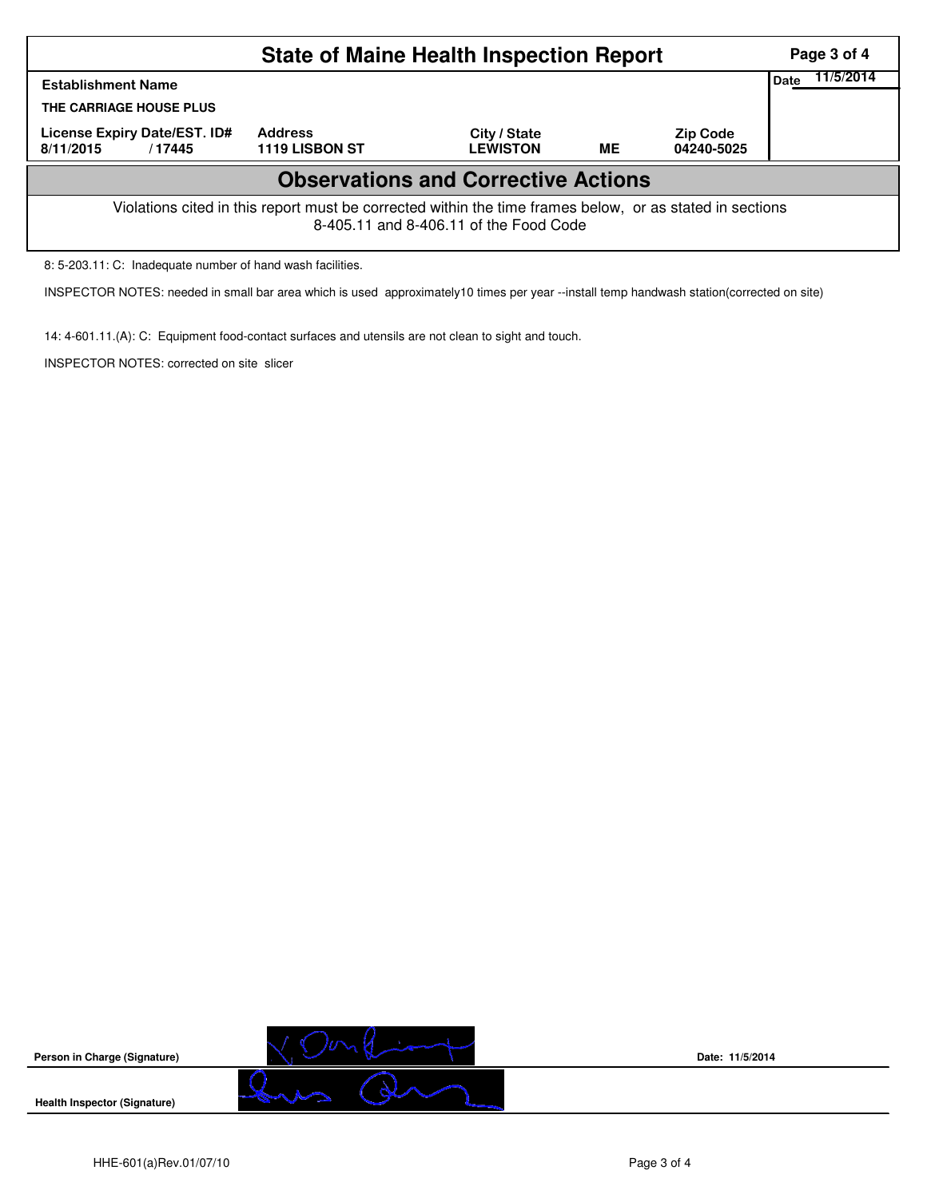# State of Maine Health Inspection Report

| Establishment Name | | | | | Date 11/5/2014 |
|---|---|---|---|---|---|
| THE CARRIAGE HOUSE PLUS | | | | | |
| License Expiry Date/EST. ID# | Address | City / State | | Zip Code | |
| 8/11/2015 / 17445 | 1119 LISBON ST | LEWISTON | ME | 04240-5025 | |

## Observations and Corrective Actions

Violations cited in this report must be corrected within the time frames below, or as stated in sections 8-405.11 and 8-406.11 of the Food Code

8: 5-203.11: C: Inadequate number of hand wash facilities.

INSPECTOR NOTES: needed in small bar area which is used approximately10 times per year --install temp handwash station(corrected on site)

14: 4-601.11.(A): C: Equipment food-contact surfaces and utensils are not clean to sight and touch.

INSPECTOR NOTES: corrected on site slicer

**Person in Charge (Signature)** **Date:** 11/5/2014

**Health Inspector (Signature)**

HHE-601(a)Rev.01/07/10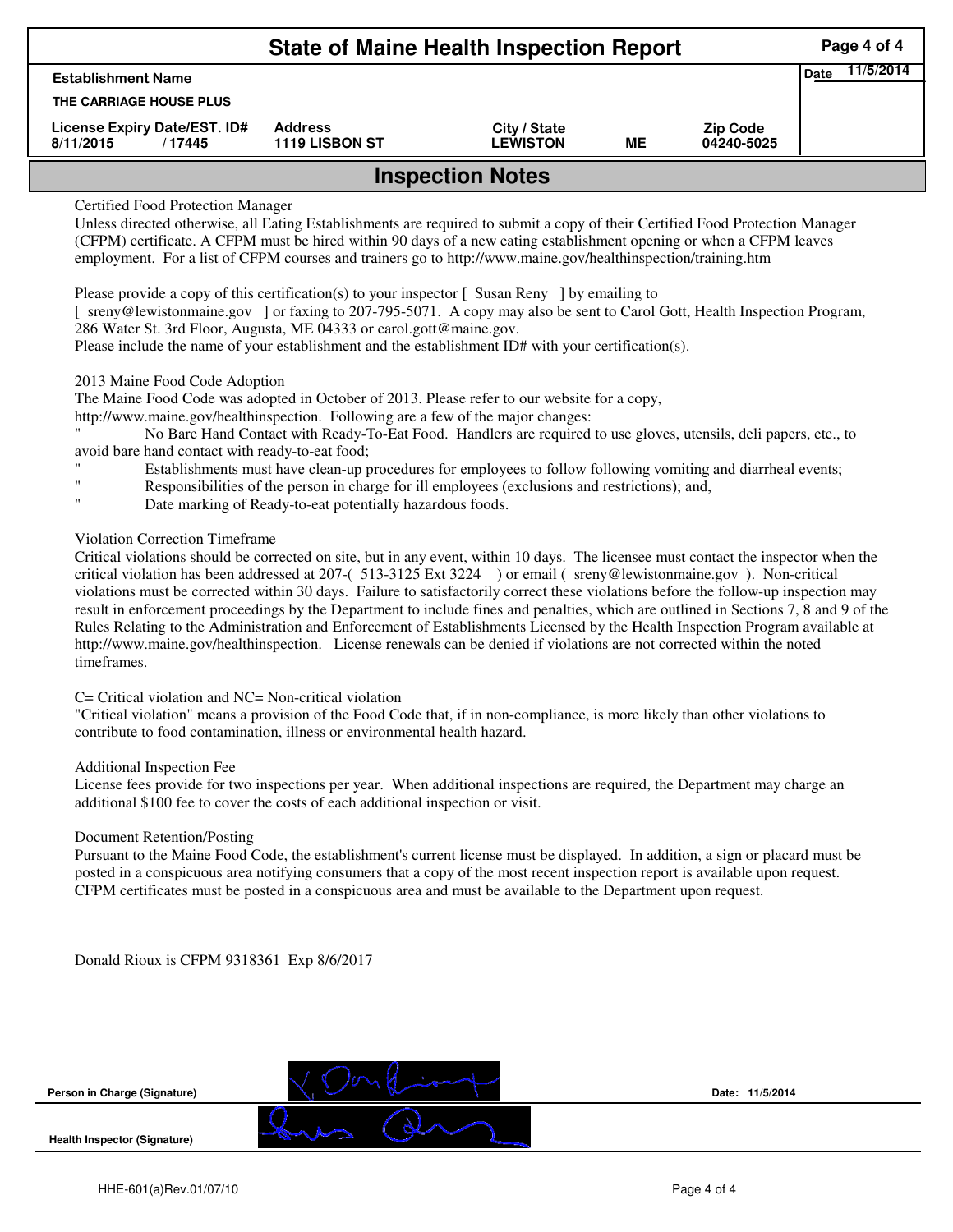# State of Maine Health Inspection Report

| Establishment Name | | | | | Date 11/5/2014 |
|---|---|---|---|---|---|
| THE CARRIAGE HOUSE PLUS | | | | | |
| License Expiry Date/EST. ID# | Address | City / State | | Zip Code | |
| 8/11/2015 / 17445 | 1119 LISBON ST | LEWISTON | ME | 04240-5025 | |

## Inspection Notes

Certified Food Protection Manager

Unless directed otherwise, all Eating Establishments are required to submit a copy of their Certified Food Protection Manager (CFPM) certificate. A CFPM must be hired within 90 days of a new eating establishment opening or when a CFPM leaves employment. For a list of CFPM courses and trainers go to http://www.maine.gov/healthinspection/training.htm

Please provide a copy of this certification(s) to your inspector [ Susan Reny ] by emailing to [ sreny@lewistonmaine.gov ] or faxing to 207-795-5071. A copy may also be sent to Carol Gott, Health Inspection Program, 286 Water St. 3rd Floor, Augusta, ME 04333 or carol.gott@maine.gov.

Please include the name of your establishment and the establishment ID# with your certification(s).

2013 Maine Food Code Adoption

The Maine Food Code was adopted in October of 2013. Please refer to our website for a copy, http://www.maine.gov/healthinspection. Following are a few of the major changes:

" No Bare Hand Contact with Ready-To-Eat Food. Handlers are required to use gloves, utensils, deli papers, etc., to avoid bare hand contact with ready-to-eat food;

" Establishments must have clean-up procedures for employees to follow following vomiting and diarrheal events;

" Responsibilities of the person in charge for ill employees (exclusions and restrictions); and,

" Date marking of Ready-to-eat potentially hazardous foods.

Violation Correction Timeframe

Critical violations should be corrected on site, but in any event, within 10 days. The licensee must contact the inspector when the critical violation has been addressed at 207-( 513-3125 Ext 3224 ) or email ( sreny@lewistonmaine.gov ). Non-critical violations must be corrected within 30 days. Failure to satisfactorily correct these violations before the follow-up inspection may result in enforcement proceedings by the Department to include fines and penalties, which are outlined in Sections 7, 8 and 9 of the Rules Relating to the Administration and Enforcement of Establishments Licensed by the Health Inspection Program available at http://www.maine.gov/healthinspection. License renewals can be denied if violations are not corrected within the noted timeframes.

C= Critical violation and NC= Non-critical violation

"Critical violation" means a provision of the Food Code that, if in non-compliance, is more likely than other violations to contribute to food contamination, illness or environmental health hazard.

Additional Inspection Fee

License fees provide for two inspections per year. When additional inspections are required, the Department may charge an additional $100 fee to cover the costs of each additional inspection or visit.

Document Retention/Posting

Pursuant to the Maine Food Code, the establishment's current license must be displayed. In addition, a sign or placard must be posted in a conspicuous area notifying consumers that a copy of the most recent inspection report is available upon request. CFPM certificates must be posted in a conspicuous area and must be available to the Department upon request.

Donald Rioux is CFPM 9318361 Exp 8/6/2017

Person in Charge (Signature) Date: 11/5/2014

Health Inspector (Signature)

HHE-601(a)Rev.01/07/10